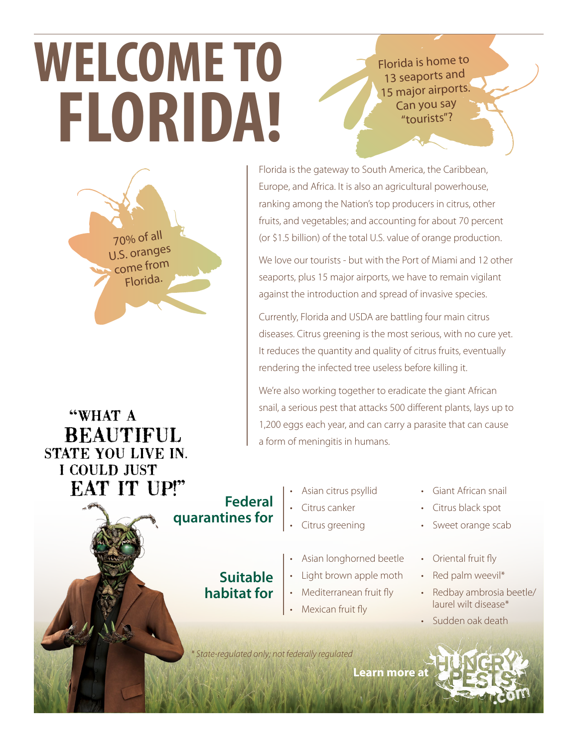# WELCOME TO FLORIDA!

Florida is home to 13 seaports and 15 major airports. Can you say "tourists"?

70% of all U.S. oranges come from Florida.

Florida is the gateway to South America, the Caribbean, Europe, and Africa. It is also an agricultural powerhouse, ranking among the Nation's top producers in citrus, other fruits, and vegetables; and accounting for about 70 percent (or $1.5 billion) of the total U.S. value of orange production.

We love our tourists - but with the Port of Miami and 12 other seaports, plus 15 major airports, we have to remain vigilant against the introduction and spread of invasive species.

Currently, Florida and USDA are battling four main citrus diseases. Citrus greening is the most serious, with no cure yet. It reduces the quantity and quality of citrus fruits, eventually rendering the infected tree useless before killing it.

We're also working together to eradicate the giant African snail, a serious pest that attacks 500 different plants, lays up to 1,200 eggs each year, and can carry a parasite that can cause a form of meningitis in humans.

"WHAT A BEAUTIFUL STATE YOU LIVE IN. I COULD JUST EAT IT UP!"

**Federal quarantines for**

- Asian citrus psyllid
- Citrus canker
- Citrus greening
- Giant African snail
- Citrus black spot
- Sweet orange scab

**Suitable habitat for**

- Asian longhorned beetle
- Light brown apple moth
- Mediterranean fruit fly
- Mexican fruit fly
- Oriental fruit fly
- Red palm weevil*
- Redbay ambrosia beetle/ laurel wilt disease*
- Sudden oak death

*\* State-regulated only; not federally regulated*

**Learn more at** HUNGRY PESTS .com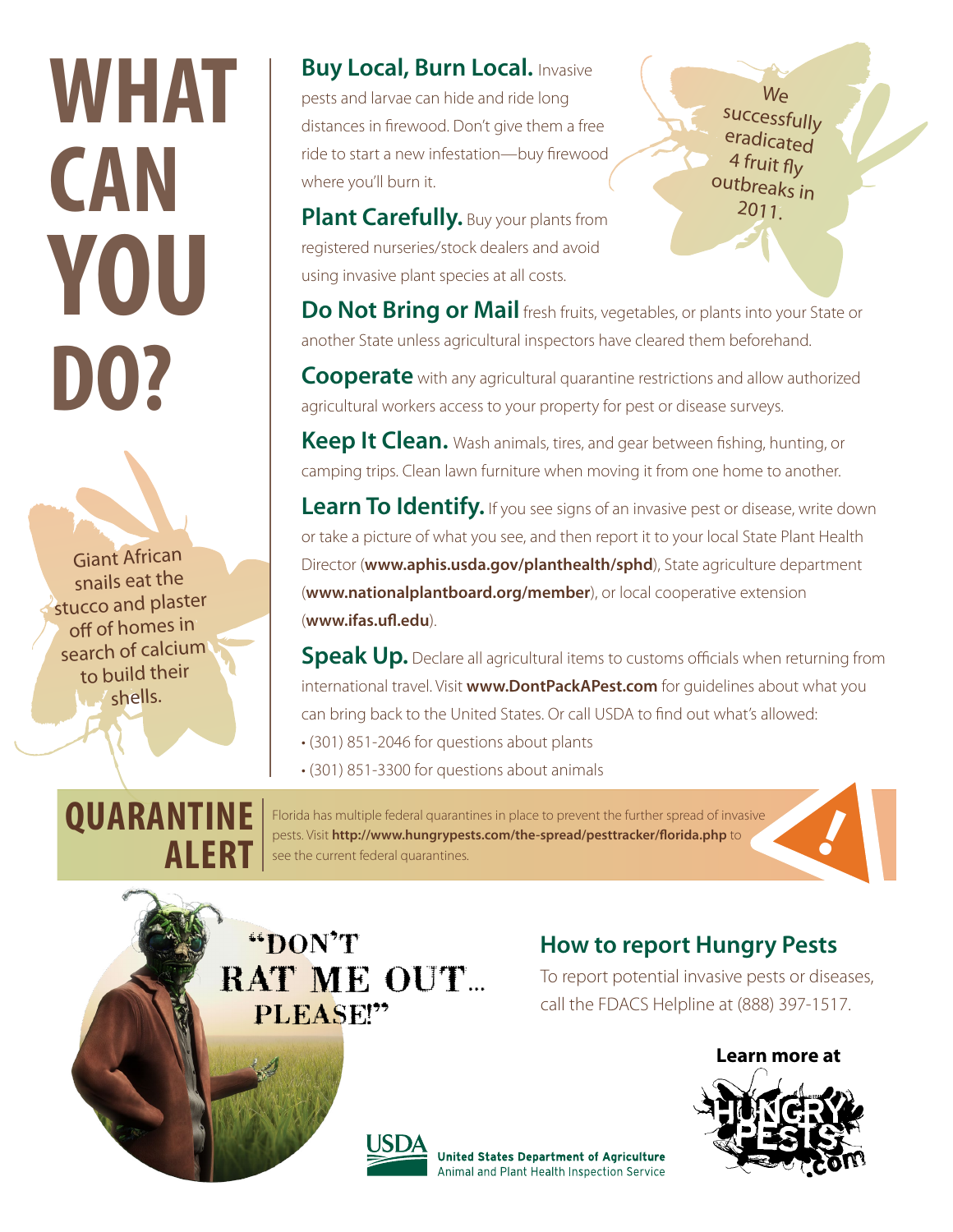# WHAT CAN YOU DO?

Giant African snails eat the stucco and plaster off of homes in search of calcium to build their shells.

**Buy Local, Burn Local.** Invasive pests and larvae can hide and ride long distances in firewood. Don't give them a free ride to start a new infestation—buy firewood where you'll burn it.

**Plant Carefully.** Buy your plants from registered nurseries/stock dealers and avoid using invasive plant species at all costs.

We successfully eradicated 4 fruit fly outbreaks in 2011.

**Do Not Bring or Mail** fresh fruits, vegetables, or plants into your State or another State unless agricultural inspectors have cleared them beforehand.

**Cooperate** with any agricultural quarantine restrictions and allow authorized agricultural workers access to your property for pest or disease surveys.

**Keep It Clean.** Wash animals, tires, and gear between fishing, hunting, or camping trips. Clean lawn furniture when moving it from one home to another.

**Learn To Identify.** If you see signs of an invasive pest or disease, write down or take a picture of what you see, and then report it to your local State Plant Health Director (**www.aphis.usda.gov/planthealth/sphd**), State agriculture department (**www.nationalplantboard.org/member**), or local cooperative extension (**www.ifas.ufl.edu**).

**Speak Up.** Declare all agricultural items to customs officials when returning from international travel. Visit **www.DontPackAPest.com** for guidelines about what you can bring back to the United States. Or call USDA to find out what's allowed:

- (301) 851-2046 for questions about plants
- (301) 851-3300 for questions about animals

## QUARANTINE ALERT

Florida has multiple federal quarantines in place to prevent the further spread of invasive pests. Visit **http://www.hungrypests.com/the-spread/pesttracker/florida.php** to see the current federal quarantines.

"DON'T RAT ME OUT... PLEASE!"

## How to report Hungry Pests

To report potential invasive pests or diseases, call the FDACS Helpline at (888) 397-1517.

**Learn more at**

HUNGRY PESTS .com

USDA
United States Department of Agriculture
Animal and Plant Health Inspection Service